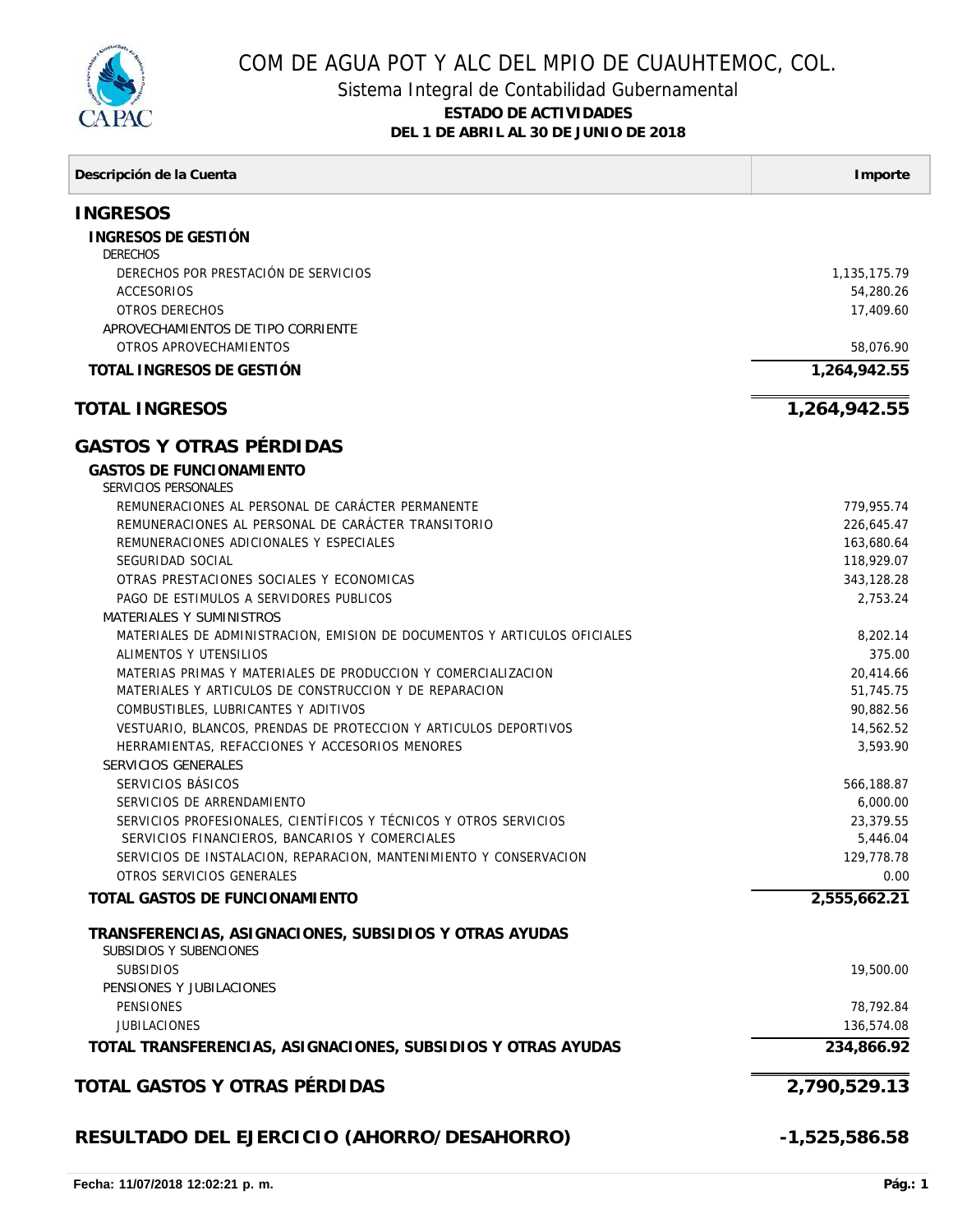# COM DE AGUA POT Y ALC DEL MPIO DE CUAUHTEMOC, COL.

## Sistema Integral de Contabilidad Gubernamental

**ESTADO DE ACTIVIDADES**

**DEL 1 DE ABRIL AL 30 DE JUNIO DE 2018**

| Descripción de la Cuenta | Importe |
|---|---|
| **INGRESOS** | |
| **INGRESOS DE GESTIÓN** | |
| DERECHOS | |
| DERECHOS POR PRESTACIÓN DE SERVICIOS | 1,135,175.79 |
| ACCESORIOS | 54,280.26 |
| OTROS DERECHOS | 17,409.60 |
| APROVECHAMIENTOS DE TIPO CORRIENTE | |
| OTROS APROVECHAMIENTOS | 58,076.90 |
| **TOTAL INGRESOS DE GESTIÓN** | **1,264,942.55** |
| **TOTAL INGRESOS** | **1,264,942.55** |
| **GASTOS Y OTRAS PÉRDIDAS** | |
| **GASTOS DE FUNCIONAMIENTO** | |
| SERVICIOS PERSONALES | |
| REMUNERACIONES AL PERSONAL DE CARÁCTER PERMANENTE | 779,955.74 |
| REMUNERACIONES AL PERSONAL DE CARÁCTER TRANSITORIO | 226,645.47 |
| REMUNERACIONES ADICIONALES Y ESPECIALES | 163,680.64 |
| SEGURIDAD SOCIAL | 118,929.07 |
| OTRAS PRESTACIONES SOCIALES Y ECONOMICAS | 343,128.28 |
| PAGO DE ESTIMULOS A SERVIDORES PUBLICOS | 2,753.24 |
| MATERIALES Y SUMINISTROS | |
| MATERIALES DE ADMINISTRACION, EMISION DE DOCUMENTOS Y ARTICULOS OFICIALES | 8,202.14 |
| ALIMENTOS Y UTENSILIOS | 375.00 |
| MATERIAS PRIMAS Y MATERIALES DE PRODUCCION Y COMERCIALIZACION | 20,414.66 |
| MATERIALES Y ARTICULOS DE CONSTRUCCION Y DE REPARACION | 51,745.75 |
| COMBUSTIBLES, LUBRICANTES Y ADITIVOS | 90,882.56 |
| VESTUARIO, BLANCOS, PRENDAS DE PROTECCION Y ARTICULOS DEPORTIVOS | 14,562.52 |
| HERRAMIENTAS, REFACCIONES Y ACCESORIOS MENORES | 3,593.90 |
| SERVICIOS GENERALES | |
| SERVICIOS BÁSICOS | 566,188.87 |
| SERVICIOS DE ARRENDAMIENTO | 6,000.00 |
| SERVICIOS PROFESIONALES, CIENTÍFICOS Y TÉCNICOS Y OTROS SERVICIOS | 23,379.55 |
| SERVICIOS FINANCIEROS, BANCARIOS Y COMERCIALES | 5,446.04 |
| SERVICIOS DE INSTALACION, REPARACION, MANTENIMIENTO Y CONSERVACION | 129,778.78 |
| OTROS SERVICIOS GENERALES | 0.00 |
| **TOTAL GASTOS DE FUNCIONAMIENTO** | **2,555,662.21** |
| **TRANSFERENCIAS, ASIGNACIONES, SUBSIDIOS Y OTRAS AYUDAS** | |
| SUBSIDIOS Y SUBENCIONES | |
| SUBSIDIOS | 19,500.00 |
| PENSIONES Y JUBILACIONES | |
| PENSIONES | 78,792.84 |
| JUBILACIONES | 136,574.08 |
| **TOTAL TRANSFERENCIAS, ASIGNACIONES, SUBSIDIOS Y OTRAS AYUDAS** | **234,866.92** |
| **TOTAL GASTOS Y OTRAS PÉRDIDAS** | **2,790,529.13** |
| **RESULTADO DEL EJERCICIO (AHORRO/DESAHORRO)** | **-1,525,586.58** |

**Fecha: 11/07/2018 12:02:21 p. m.**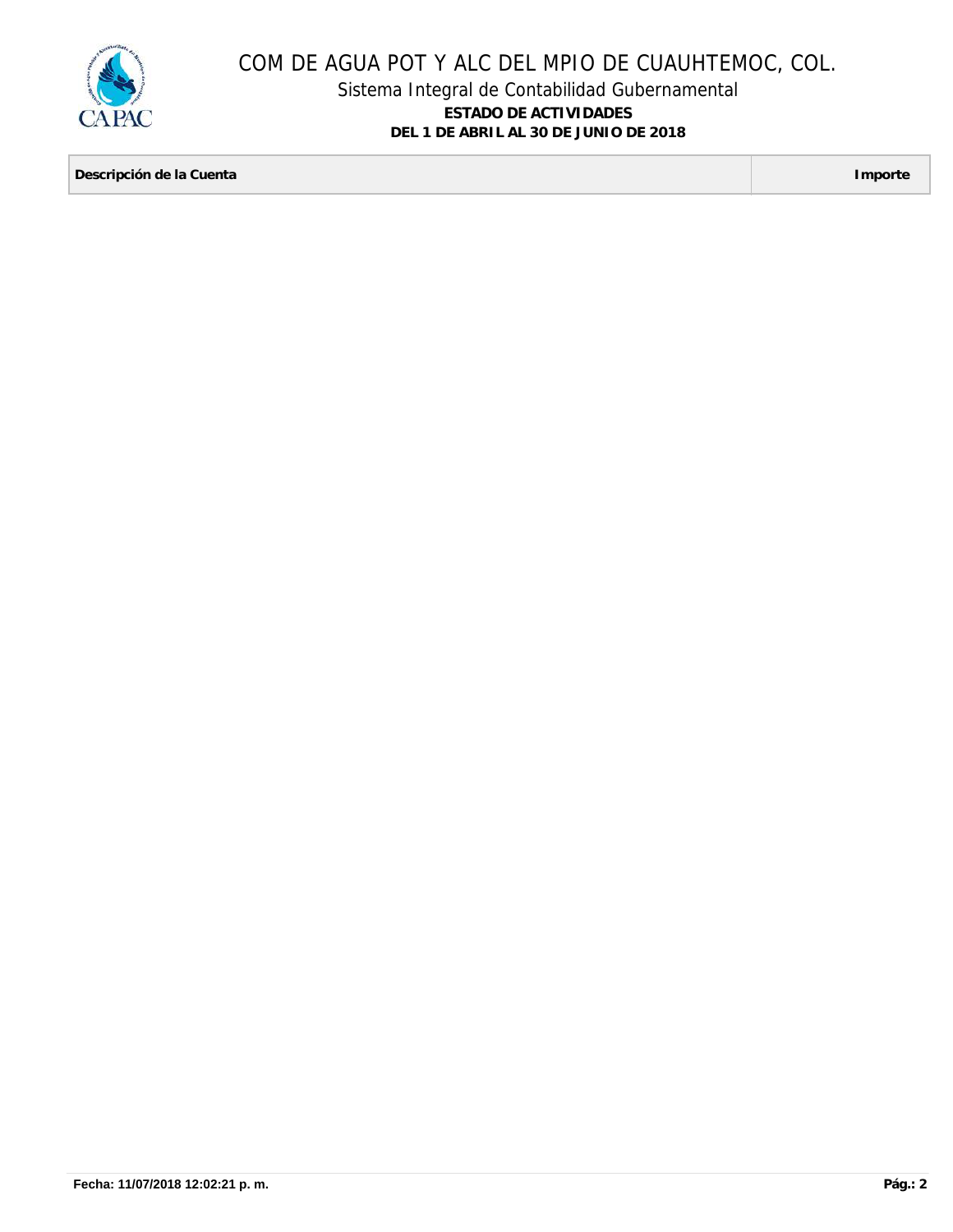# COM DE AGUA POT Y ALC DEL MPIO DE CUAUHTEMOC, COL.

## Sistema Integral de Contabilidad Gubernamental

**ESTADO DE ACTIVIDADES**

**DEL 1 DE ABRIL AL 30 DE JUNIO DE 2018**

| Descripción de la Cuenta | Importe |
| --- | --- |

**Fecha: 11/07/2018 12:02:21 p. m.**